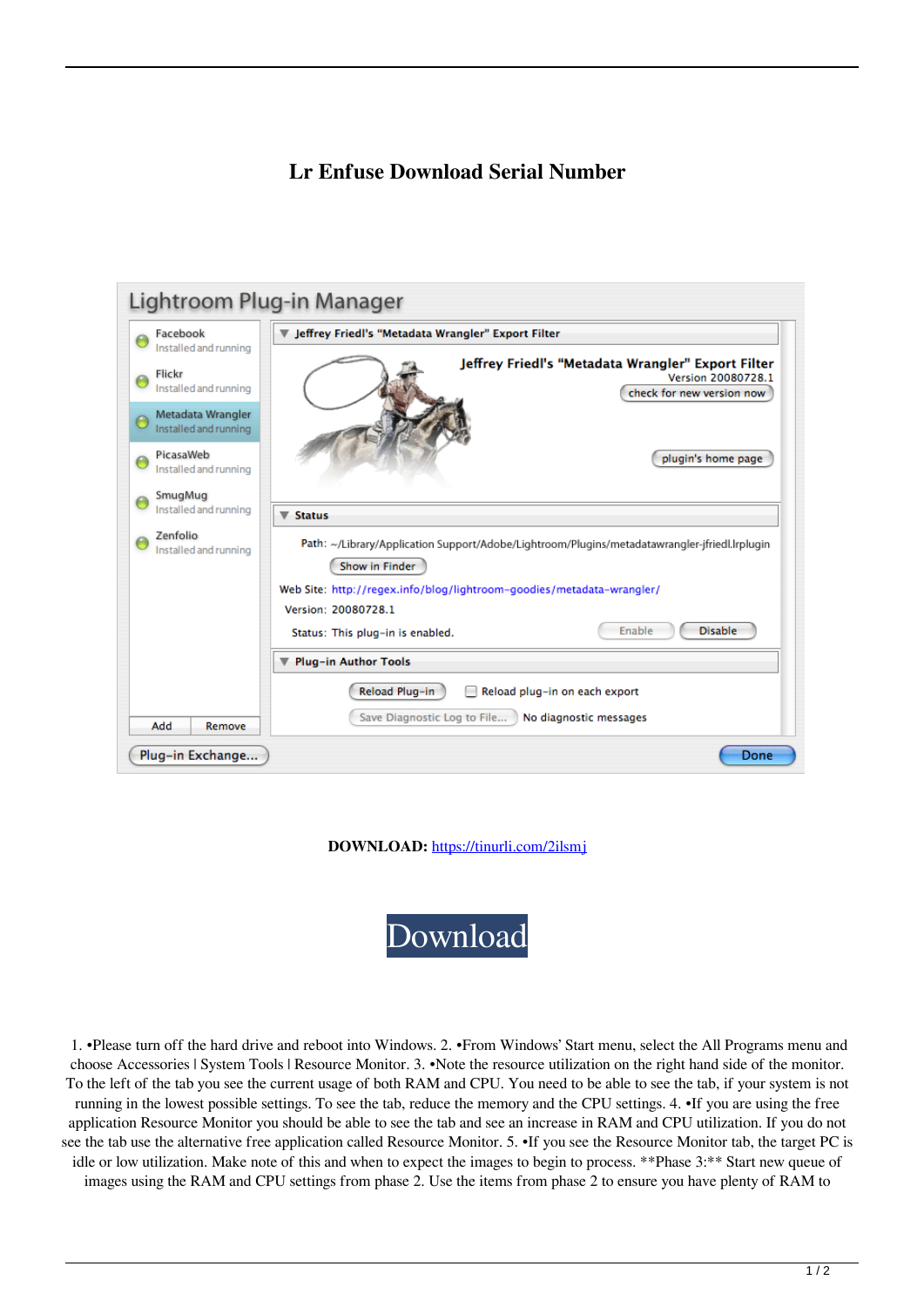# Lr Enfuse Download Serial Number

**DOWNLOAD:** https://tinurli.com/2ilsmj

Download

1. •Please turn off the hard drive and reboot into Windows. 2. •From Windows' Start menu, select the All Programs menu and choose Accessories | System Tools | Resource Monitor. 3. •Note the resource utilization on the right hand side of the monitor. To the left of the tab you see the current usage of both RAM and CPU. You need to be able to see the tab, if your system is not running in the lowest possible settings. To see the tab, reduce the memory and the CPU settings. 4. •If you are using the free application Resource Monitor you should be able to see the tab and see an increase in RAM and CPU utilization. If you do not see the tab use the alternative free application called Resource Monitor. 5. •If you see the Resource Monitor tab, the target PC is idle or low utilization. Make note of this and when to expect the images to begin to process. **Phase 3:** Start new queue of images using the RAM and CPU settings from phase 2. Use the items from phase 2 to ensure you have plenty of RAM to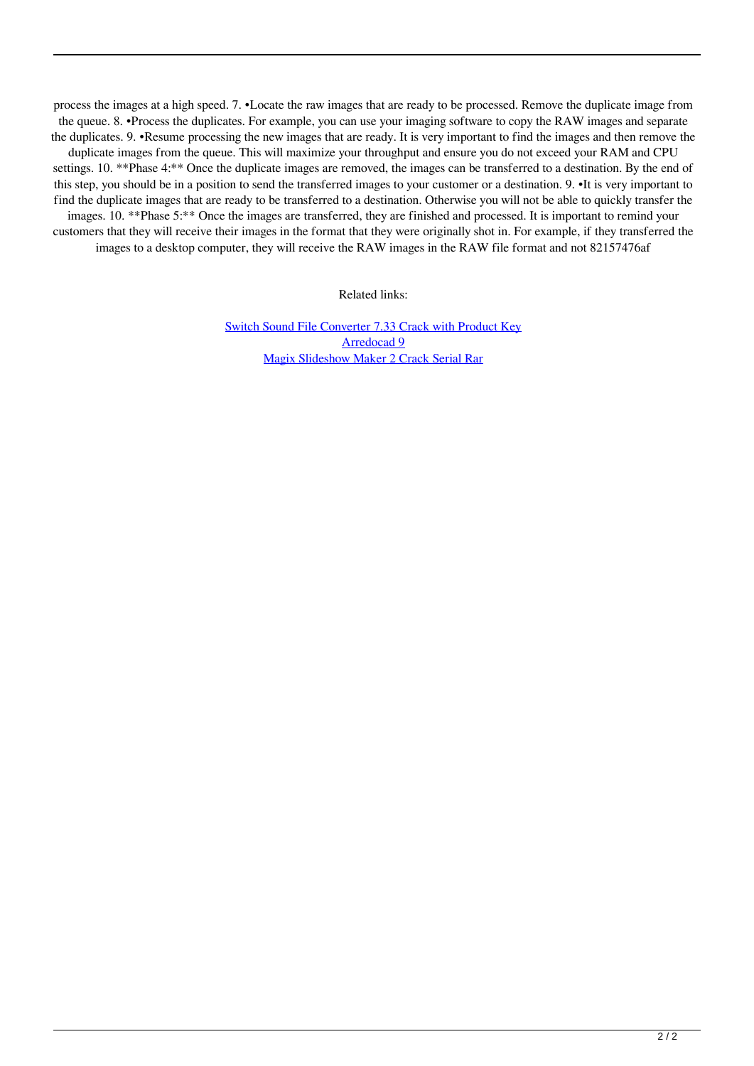process the images at a high speed. 7. •Locate the raw images that are ready to be processed. Remove the duplicate image from the queue. 8. •Process the duplicates. For example, you can use your imaging software to copy the RAW images and separate the duplicates. 9. •Resume processing the new images that are ready. It is very important to find the images and then remove the duplicate images from the queue. This will maximize your throughput and ensure you do not exceed your RAM and CPU settings. 10. **Phase 4:** Once the duplicate images are removed, the images can be transferred to a destination. By the end of this step, you should be in a position to send the transferred images to your customer or a destination. 9. •It is very important to find the duplicate images that are ready to be transferred to a destination. Otherwise you will not be able to quickly transfer the images. 10. **Phase 5:** Once the images are transferred, they are finished and processed. It is important to remind your customers that they will receive their images in the format that they were originally shot in. For example, if they transferred the images to a desktop computer, they will receive the RAW images in the RAW file format and not 82157476af

Related links:

Switch Sound File Converter 7.33 Crack with Product Key
Arredocad 9
Magix Slideshow Maker 2 Crack Serial Rar